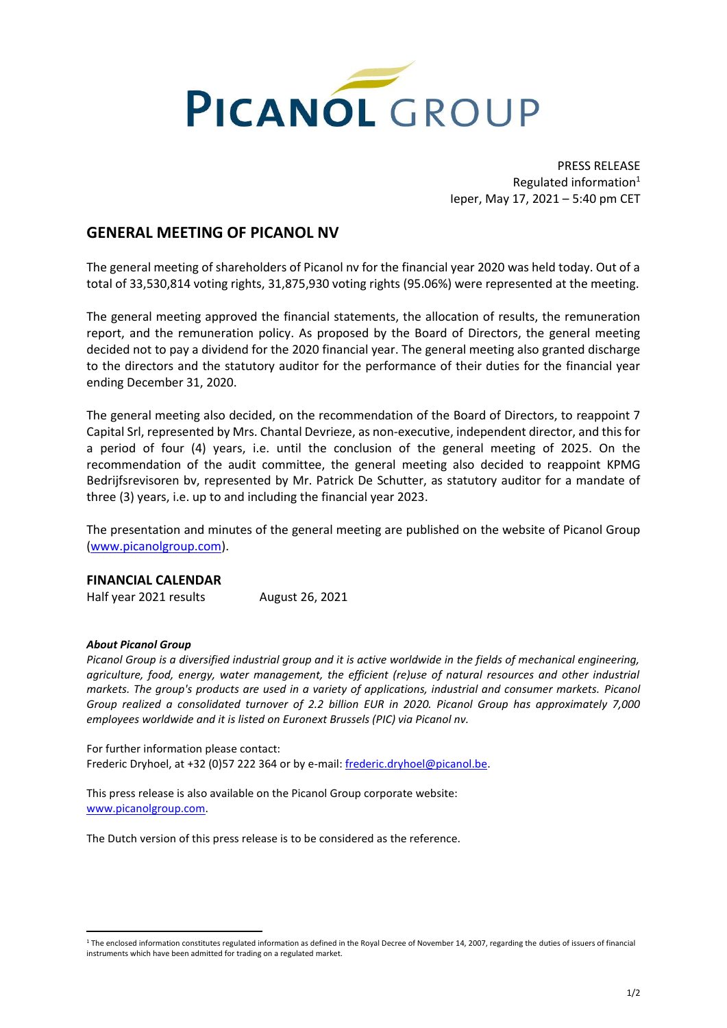PICANOL GROUP

PRESS RELEASE
Regulated information[1]
Ieper, May 17, 2021 – 5:40 pm CET

# GENERAL MEETING OF PICANOL NV

The general meeting of shareholders of Picanol nv for the financial year 2020 was held today. Out of a total of 33,530,814 voting rights, 31,875,930 voting rights (95.06%) were represented at the meeting.

The general meeting approved the financial statements, the allocation of results, the remuneration report, and the remuneration policy. As proposed by the Board of Directors, the general meeting decided not to pay a dividend for the 2020 financial year. The general meeting also granted discharge to the directors and the statutory auditor for the performance of their duties for the financial year ending December 31, 2020.

The general meeting also decided, on the recommendation of the Board of Directors, to reappoint 7 Capital Srl, represented by Mrs. Chantal Devrieze, as non-executive, independent director, and this for a period of four (4) years, i.e. until the conclusion of the general meeting of 2025. On the recommendation of the audit committee, the general meeting also decided to reappoint KPMG Bedrijfsrevisoren bv, represented by Mr. Patrick De Schutter, as statutory auditor for a mandate of three (3) years, i.e. up to and including the financial year 2023.

The presentation and minutes of the general meeting are published on the website of Picanol Group (www.picanolgroup.com).

## FINANCIAL CALENDAR

Half year 2021 results August 26, 2021

***About Picanol Group***

*Picanol Group is a diversified industrial group and it is active worldwide in the fields of mechanical engineering, agriculture, food, energy, water management, the efficient (re)use of natural resources and other industrial markets. The group's products are used in a variety of applications, industrial and consumer markets. Picanol Group realized a consolidated turnover of 2.2 billion EUR in 2020. Picanol Group has approximately 7,000 employees worldwide and it is listed on Euronext Brussels (PIC) via Picanol nv.*

For further information please contact:
Frederic Dryhoel, at +32 (0)57 222 364 or by e-mail: frederic.dryhoel@picanol.be.

This press release is also available on the Picanol Group corporate website:
www.picanolgroup.com.

The Dutch version of this press release is to be considered as the reference.

[1] The enclosed information constitutes regulated information as defined in the Royal Decree of November 14, 2007, regarding the duties of issuers of financial instruments which have been admitted for trading on a regulated market.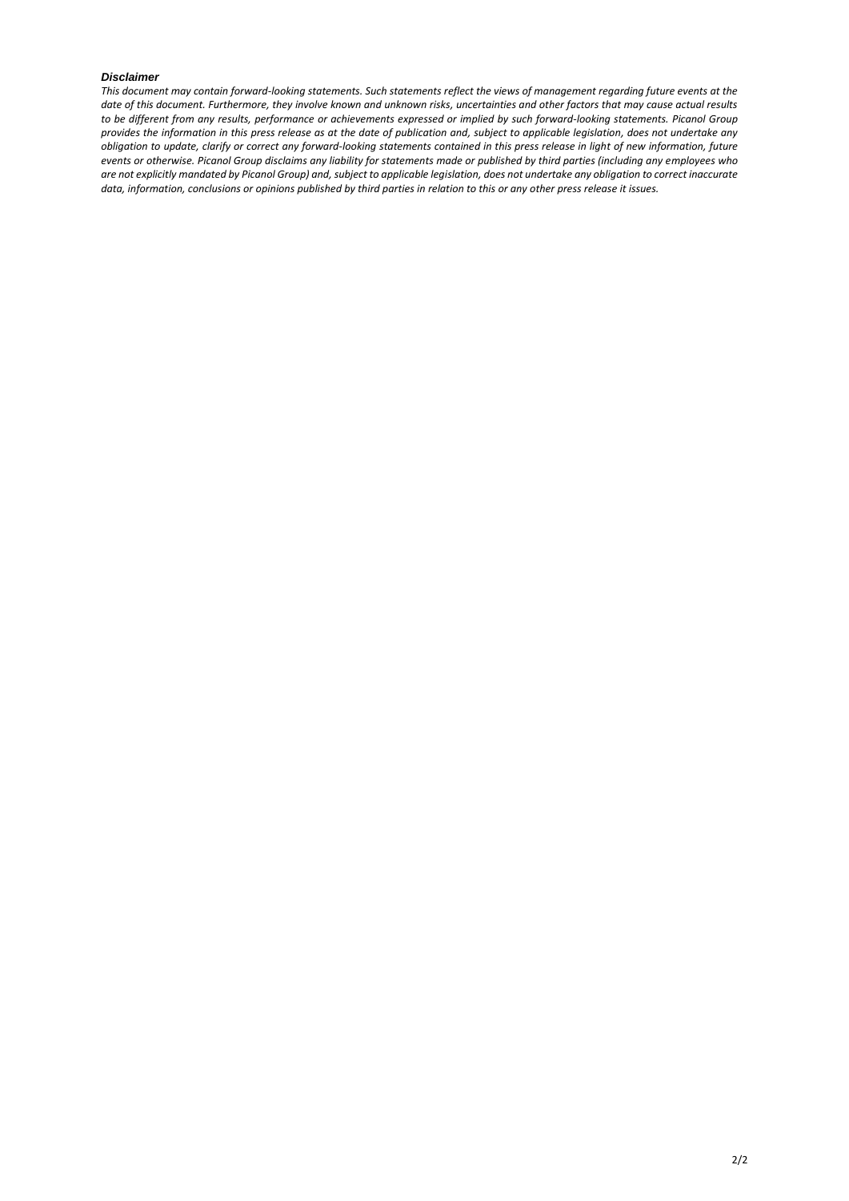***Disclaimer***

*This document may contain forward-looking statements. Such statements reflect the views of management regarding future events at the date of this document. Furthermore, they involve known and unknown risks, uncertainties and other factors that may cause actual results to be different from any results, performance or achievements expressed or implied by such forward-looking statements. Picanol Group provides the information in this press release as at the date of publication and, subject to applicable legislation, does not undertake any obligation to update, clarify or correct any forward-looking statements contained in this press release in light of new information, future events or otherwise. Picanol Group disclaims any liability for statements made or published by third parties (including any employees who are not explicitly mandated by Picanol Group) and, subject to applicable legislation, does not undertake any obligation to correct inaccurate data, information, conclusions or opinions published by third parties in relation to this or any other press release it issues.*